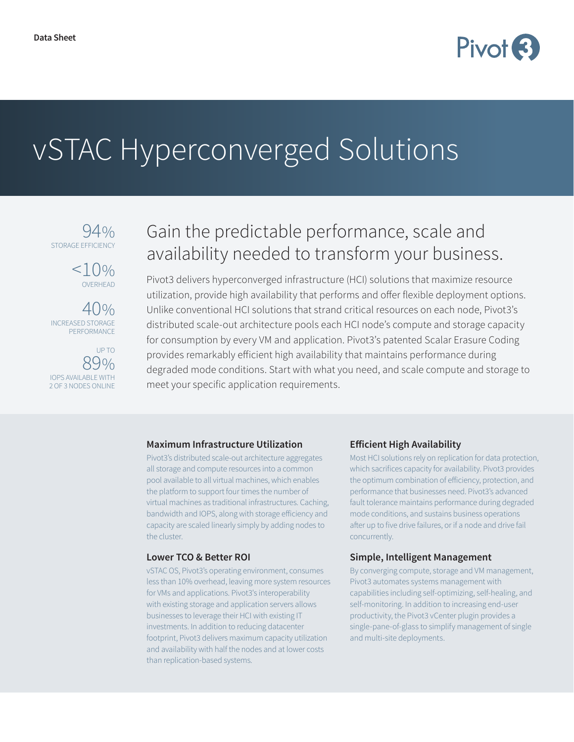Data Sheet

# vSTAC Hyperconverged Solutions

94%
STORAGE EFFICIENCY

<10%
OVERHEAD

40%
INCREASED STORAGE PERFORMANCE

UP TO
89%
IOPS AVAILABLE WITH 2 OF 3 NODES ONLINE

## Gain the predictable performance, scale and availability needed to transform your business.

Pivot3 delivers hyperconverged infrastructure (HCI) solutions that maximize resource utilization, provide high availability that performs and offer flexible deployment options. Unlike conventional HCI solutions that strand critical resources on each node, Pivot3's distributed scale-out architecture pools each HCI node's compute and storage capacity for consumption by every VM and application. Pivot3's patented Scalar Erasure Coding provides remarkably efficient high availability that maintains performance during degraded mode conditions. Start with what you need, and scale compute and storage to meet your specific application requirements.

### Maximum Infrastructure Utilization

Pivot3's distributed scale-out architecture aggregates all storage and compute resources into a common pool available to all virtual machines, which enables the platform to support four times the number of virtual machines as traditional infrastructures. Caching, bandwidth and IOPS, along with storage efficiency and capacity are scaled linearly simply by adding nodes to the cluster.

### Lower TCO & Better ROI

vSTAC OS, Pivot3's operating environment, consumes less than 10% overhead, leaving more system resources for VMs and applications. Pivot3's interoperability with existing storage and application servers allows businesses to leverage their HCI with existing IT investments. In addition to reducing datacenter footprint, Pivot3 delivers maximum capacity utilization and availability with half the nodes and at lower costs than replication-based systems.

### Efficient High Availability

Most HCI solutions rely on replication for data protection, which sacrifices capacity for availability. Pivot3 provides the optimum combination of efficiency, protection, and performance that businesses need. Pivot3's advanced fault tolerance maintains performance during degraded mode conditions, and sustains business operations after up to five drive failures, or if a node and drive fail concurrently.

### Simple, Intelligent Management

By converging compute, storage and VM management, Pivot3 automates systems management with capabilities including self-optimizing, self-healing, and self-monitoring. In addition to increasing end-user productivity, the Pivot3 vCenter plugin provides a single-pane-of-glass to simplify management of single and multi-site deployments.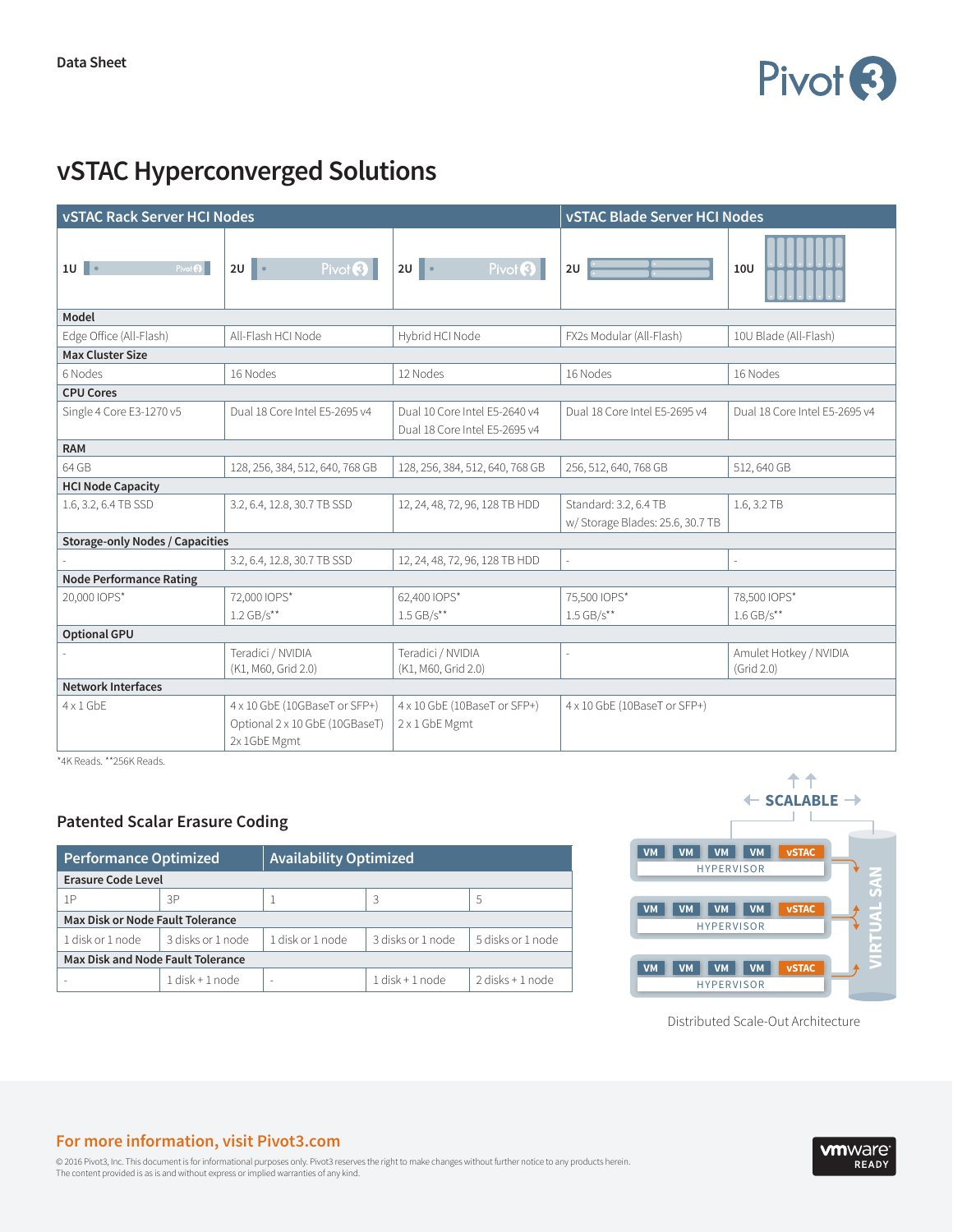Data Sheet

# vSTAC Hyperconverged Solutions

| vSTAC Rack Server HCI Nodes | | | vSTAC Blade Server HCI Nodes | |
|---|---|---|---|---|
| 1U | 2U | 2U | 2U | 10U |
| **Model** | | | | |
| Edge Office (All-Flash) | All-Flash HCI Node | Hybrid HCI Node | FX2s Modular (All-Flash) | 10U Blade (All-Flash) |
| **Max Cluster Size** | | | | |
| 6 Nodes | 16 Nodes | 12 Nodes | 16 Nodes | 16 Nodes |
| **CPU Cores** | | | | |
| Single 4 Core E3-1270 v5 | Dual 18 Core Intel E5-2695 v4 | Dual 10 Core Intel E5-2640 v4<br>Dual 18 Core Intel E5-2695 v4 | Dual 18 Core Intel E5-2695 v4 | Dual 18 Core Intel E5-2695 v4 |
| **RAM** | | | | |
| 64 GB | 128, 256, 384, 512, 640, 768 GB | 128, 256, 384, 512, 640, 768 GB | 256, 512, 640, 768 GB | 512, 640 GB |
| **HCI Node Capacity** | | | | |
| 1.6, 3.2, 6.4 TB SSD | 3.2, 6.4, 12.8, 30.7 TB SSD | 12, 24, 48, 72, 96, 128 TB HDD | Standard: 3.2, 6.4 TB<br>w/ Storage Blades: 25.6, 30.7 TB | 1.6, 3.2 TB |
| **Storage-only Nodes / Capacities** | | | | |
| - | 3.2, 6.4, 12.8, 30.7 TB SSD | 12, 24, 48, 72, 96, 128 TB HDD | - | - |
| **Node Performance Rating** | | | | |
| 20,000 IOPS* | 72,000 IOPS*<br>1.2 GB/s** | 62,400 IOPS*<br>1.5 GB/s** | 75,500 IOPS*<br>1.5 GB/s** | 78,500 IOPS*<br>1.6 GB/s** |
| **Optional GPU** | | | | |
| - | Teradici / NVIDIA<br>(K1, M60, Grid 2.0) | Teradici / NVIDIA<br>(K1, M60, Grid 2.0) | - | Amulet Hotkey / NVIDIA<br>(Grid 2.0) |
| **Network Interfaces** | | | | |
| 4 x 1 GbE | 4 x 10 GbE (10GBaseT or SFP+)<br>Optional 2 x 10 GbE (10GBaseT)<br>2x 1GbE Mgmt | 4 x 10 GbE (10BaseT or SFP+)<br>2 x 1 GbE Mgmt | 4 x 10 GbE (10BaseT or SFP+) | |

*4K Reads. **256K Reads.

## Patented Scalar Erasure Coding

| Performance Optimized | | Availability Optimized | | |
|---|---|---|---|---|
| **Erasure Code Level** | | | | |
| 1P | 3P | 1 | 3 | 5 |
| **Max Disk or Node Fault Tolerance** | | | | |
| 1 disk or 1 node | 3 disks or 1 node | 1 disk or 1 node | 3 disks or 1 node | 5 disks or 1 node |
| **Max Disk and Node Fault Tolerance** | | | | |
| - | 1 disk + 1 node | - | 1 disk + 1 node | 2 disks + 1 node |

SCALABLE

VM VM VM VM vSTAC

HYPERVISOR

VIRTUAL SAN

Distributed Scale-Out Architecture

**For more information, visit Pivot3.com**

© 2016 Pivot3, Inc. This document is for informational purposes only. Pivot3 reserves the right to make changes without further notice to any products herein. The content provided is as is and without express or implied warranties of any kind.

vmware READY